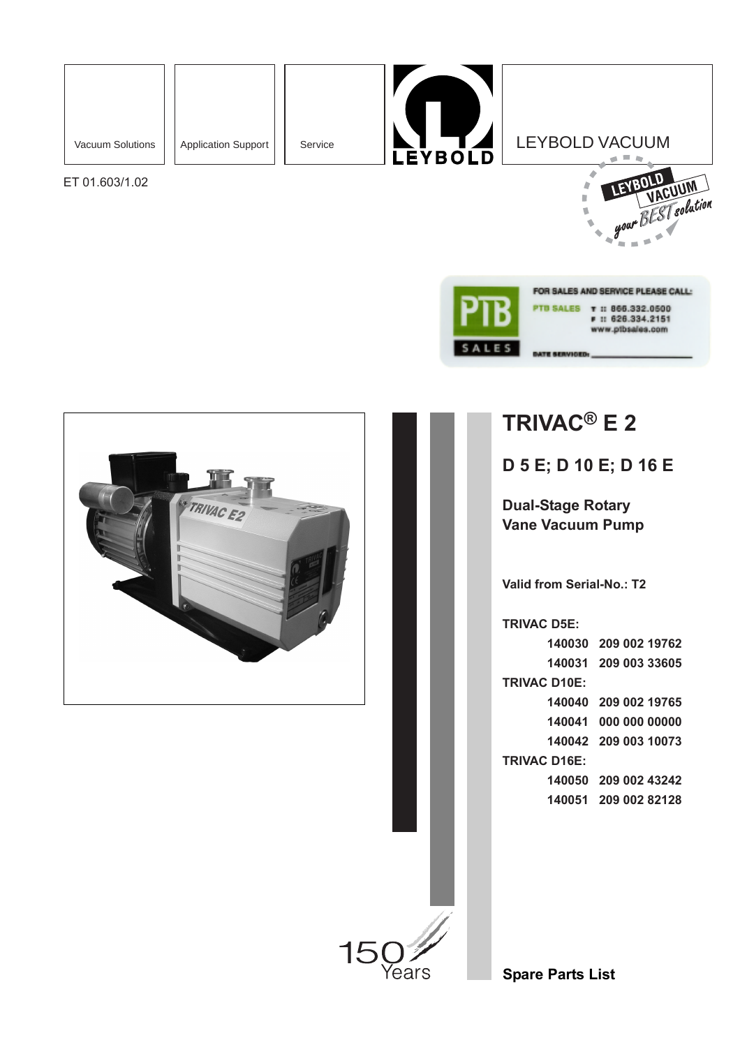Vacuum Solutions | Application Support | Service

LEYBOLD

LEYBOLD VACUUM

ET 01.603/1.02

LEYBOLD VACUUM your BEST solution

FOR SALES AND SERVICE PLEASE CALL:
PTB SALES T :: 866.332.0500
F :: 626.334.2151
www.ptbsales.com
DATE SERVICED: ____________

# TRIVAC® E 2

## D 5 E; D 10 E; D 16 E

### Dual-Stage Rotary Vane Vacuum Pump

**Valid from Serial-No.: T2**

**TRIVAC D5E:**

| | |
|---|---|
| **140030** | **209 002 19762** |
| **140031** | **209 003 33605** |

**TRIVAC D10E:**

| | |
|---|---|
| **140040** | **209 002 19765** |
| **140041** | **000 000 00000** |
| **140042** | **209 003 10073** |

**TRIVAC D16E:**

| | |
|---|---|
| **140050** | **209 002 43242** |
| **140051** | **209 002 82128** |

150 Years

**Spare Parts List**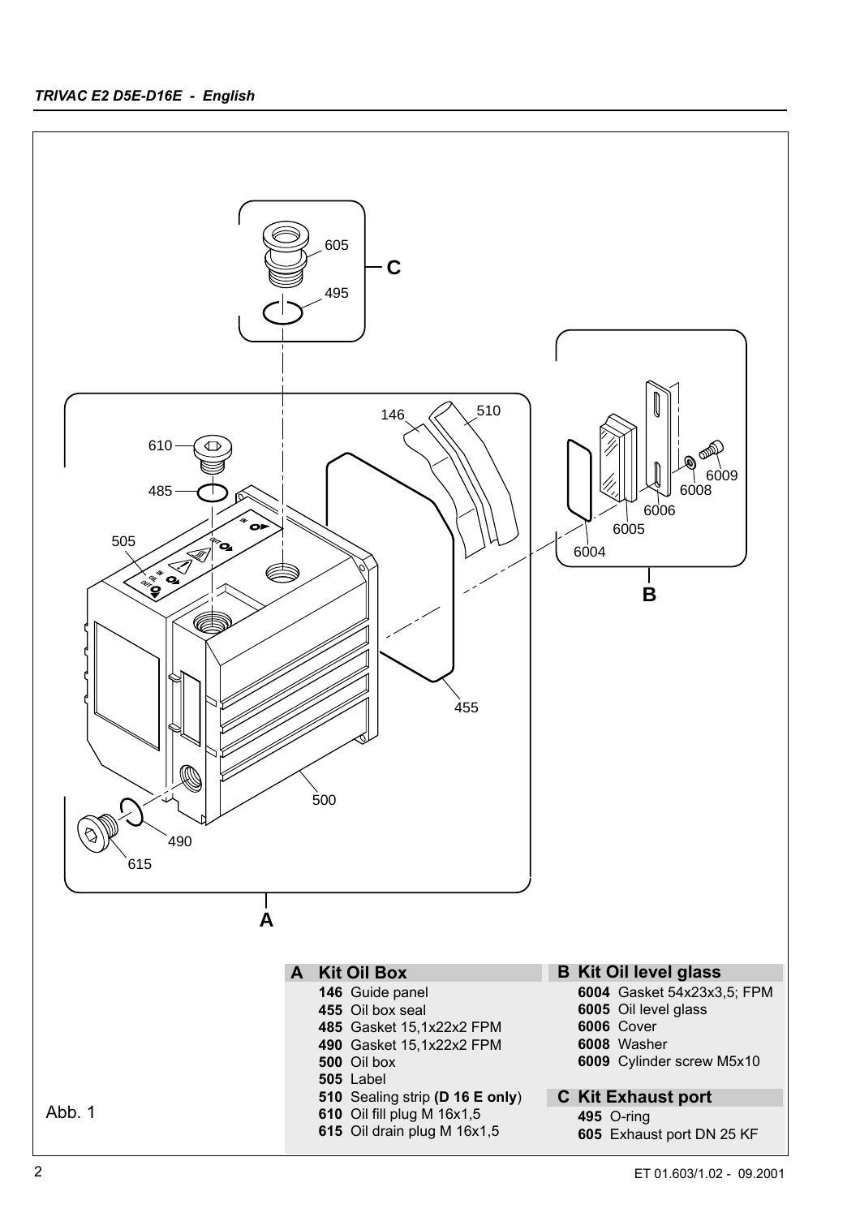## A Kit Oil Box

- **146** Guide panel
- **455** Oil box seal
- **485** Gasket 15,1x22x2 FPM
- **490** Gasket 15,1x22x2 FPM
- **500** Oil box
- **505** Label
- **510** Sealing strip **(D 16 E only**)
- **610** Oil fill plug M 16x1,5
- **615** Oil drain plug M 16x1,5

## B Kit Oil level glass

- **6004** Gasket 54x23x3,5; FPM
- **6005** Oil level glass
- **6006** Cover
- **6008** Washer
- **6009** Cylinder screw M5x10

## C Kit Exhaust port

- **495** O-ring
- **605** Exhaust port DN 25 KF

Abb. 1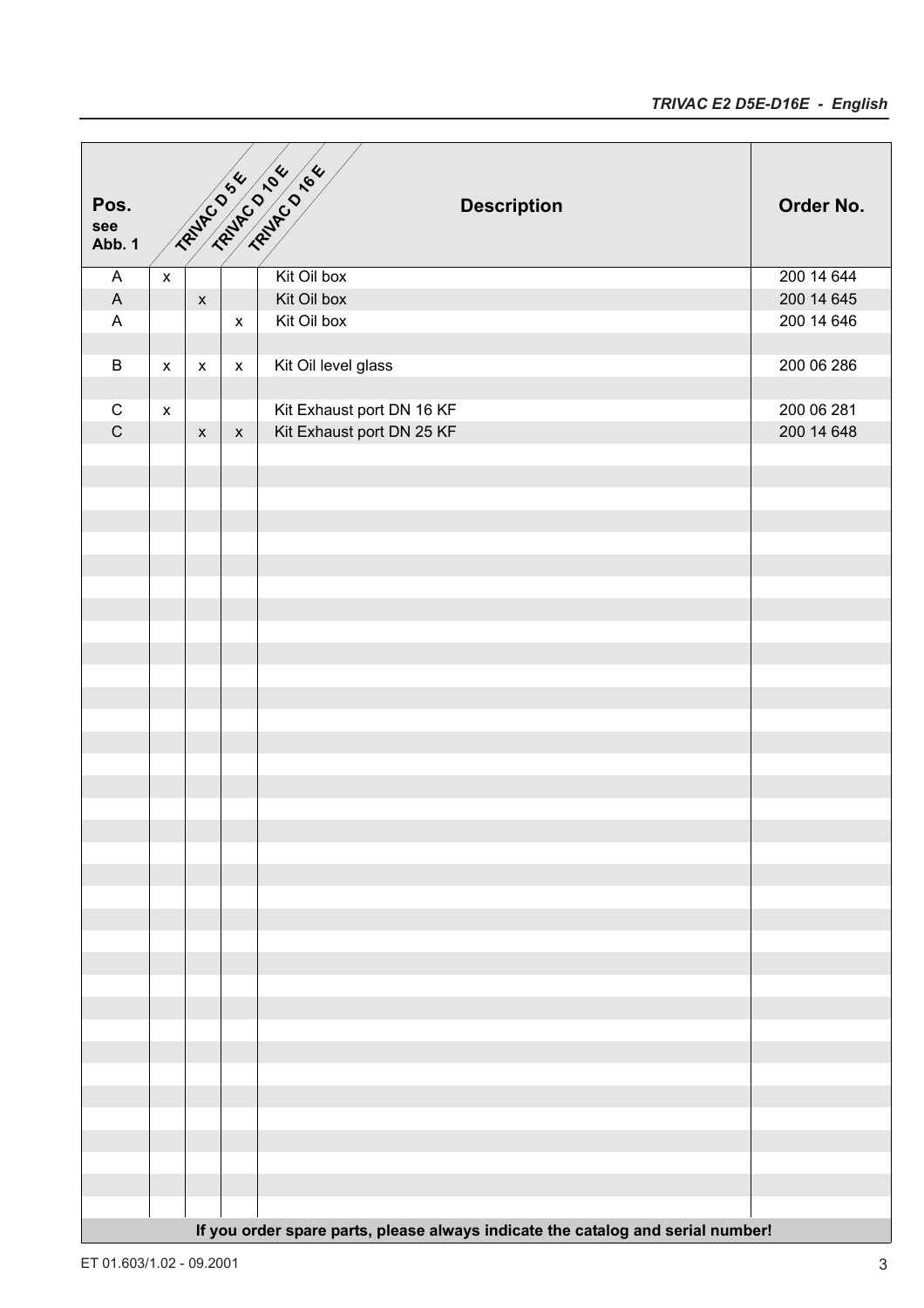| Pos. see Abb. 1 | TRIVAC D 5 E | TRIVAC D 10 E | TRIVAC D 16 E | Description | Order No. |
|---|---|---|---|---|---|
| A | x | | | Kit Oil box | 200 14 644 |
| A | | x | | Kit Oil box | 200 14 645 |
| A | | | x | Kit Oil box | 200 14 646 |
| | | | | | |
| B | x | x | x | Kit Oil level glass | 200 06 286 |
| | | | | | |
| C | x | | | Kit Exhaust port DN 16 KF | 200 06 281 |
| C | | x | x | Kit Exhaust port DN 25 KF | 200 14 648 |

**If you order spare parts, please always indicate the catalog and serial number!**

ET 01.603/1.02 - 09.2001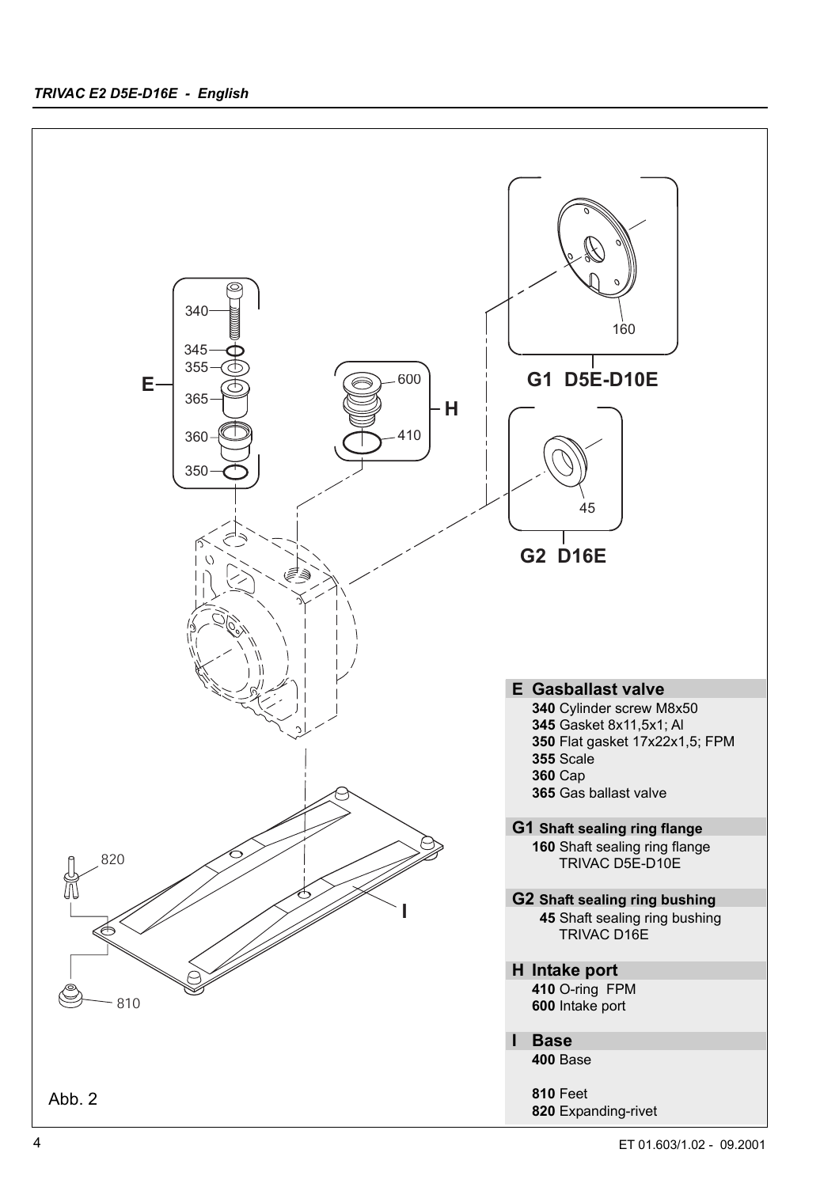## E Gasballast valve

**340** Cylinder screw M8x50
**345** Gasket 8x11,5x1; Al
**350** Flat gasket 17x22x1,5; FPM
**355** Scale
**360** Cap
**365** Gas ballast valve

## G1 Shaft sealing ring flange

**160** Shaft sealing ring flange TRIVAC D5E-D10E

## G2 Shaft sealing ring bushing

**45** Shaft sealing ring bushing TRIVAC D16E

## H Intake port

**410** O-ring FPM
**600** Intake port

## I Base

**400** Base

**810** Feet
**820** Expanding-rivet

Abb. 2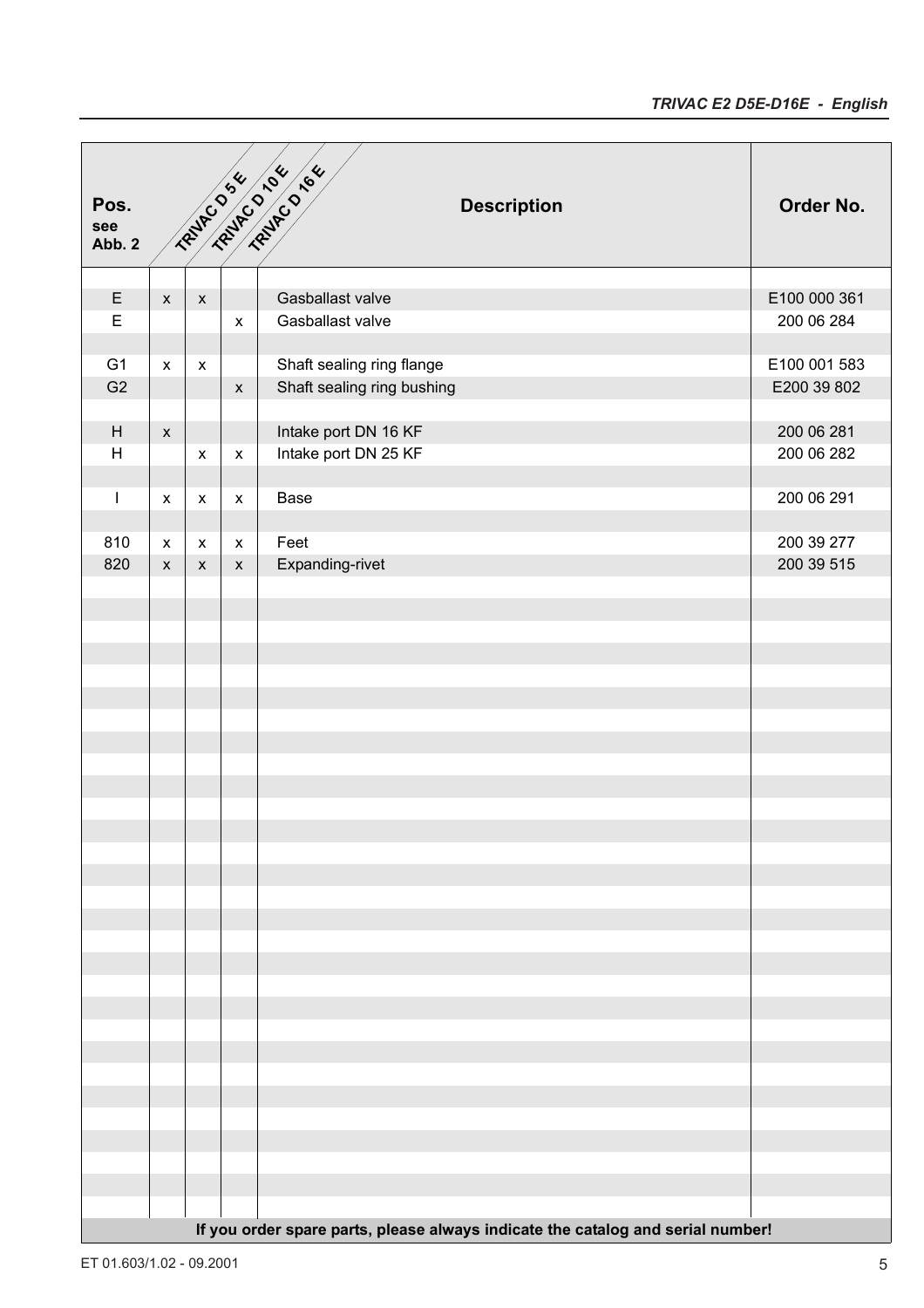| Pos. see Abb. 2 | TRIVAC D 5 E | TRIVAC D 10 E | TRIVAC D 16 E | Description | Order No. |
|---|---|---|---|---|---|
| E | x | x | | Gasballast valve | E100 000 361 |
| E | | | x | Gasballast valve | 200 06 284 |
| G1 | x | x | | Shaft sealing ring flange | E100 001 583 |
| G2 | | | x | Shaft sealing ring bushing | E200 39 802 |
| H | x | | | Intake port DN 16 KF | 200 06 281 |
| H | | x | x | Intake port DN 25 KF | 200 06 282 |
| I | x | x | x | Base | 200 06 291 |
| 810 | x | x | x | Feet | 200 39 277 |
| 820 | x | x | x | Expanding-rivet | 200 39 515 |

**If you order spare parts, please always indicate the catalog and serial number!**

ET 01.603/1.02 - 09.2001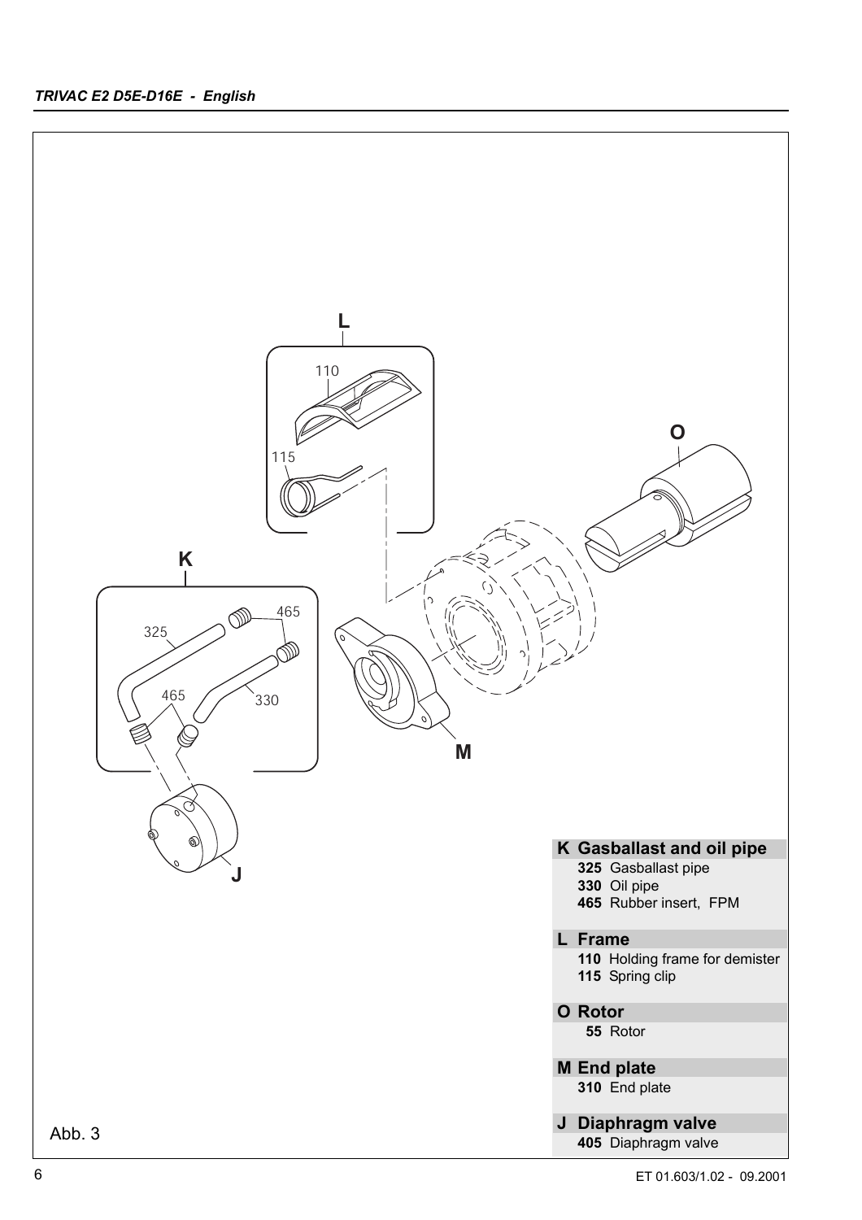**K Gasballast and oil pipe**
- **325** Gasballast pipe
- **330** Oil pipe
- **465** Rubber insert, FPM

**L Frame**
- **110** Holding frame for demister
- **115** Spring clip

**O Rotor**
- **55** Rotor

**M End plate**
- **310** End plate

**J Diaphragm valve**
- **405** Diaphragm valve

Abb. 3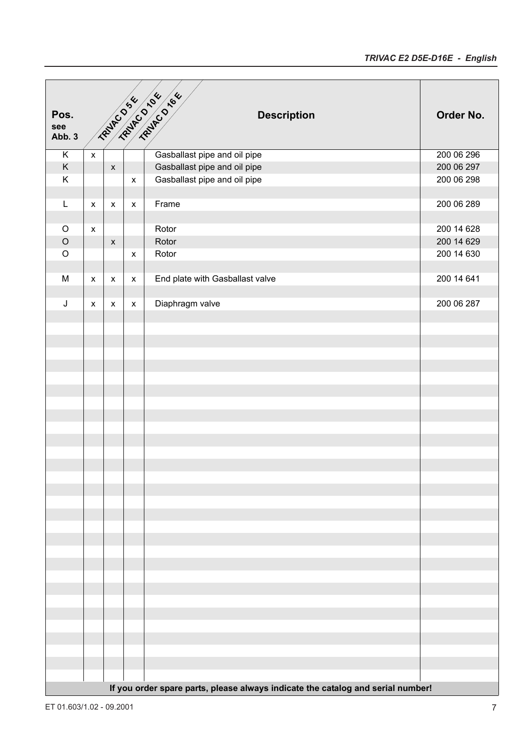| Pos. see Abb. 3 | TRIVAC D 5 E | TRIVAC D 10 E | TRIVAC D 16 E | Description | Order No. |
|---|---|---|---|---|---|
| K | x | | | Gasballast pipe and oil pipe | 200 06 296 |
| K | | x | | Gasballast pipe and oil pipe | 200 06 297 |
| K | | | x | Gasballast pipe and oil pipe | 200 06 298 |
| | | | | | |
| L | x | x | x | Frame | 200 06 289 |
| | | | | | |
| O | x | | | Rotor | 200 14 628 |
| O | | x | | Rotor | 200 14 629 |
| O | | | x | Rotor | 200 14 630 |
| | | | | | |
| M | x | x | x | End plate with Gasballast valve | 200 14 641 |
| | | | | | |
| J | x | x | x | Diaphragm valve | 200 06 287 |

**If you order spare parts, please always indicate the catalog and serial number!**

ET 01.603/1.02 - 09.2001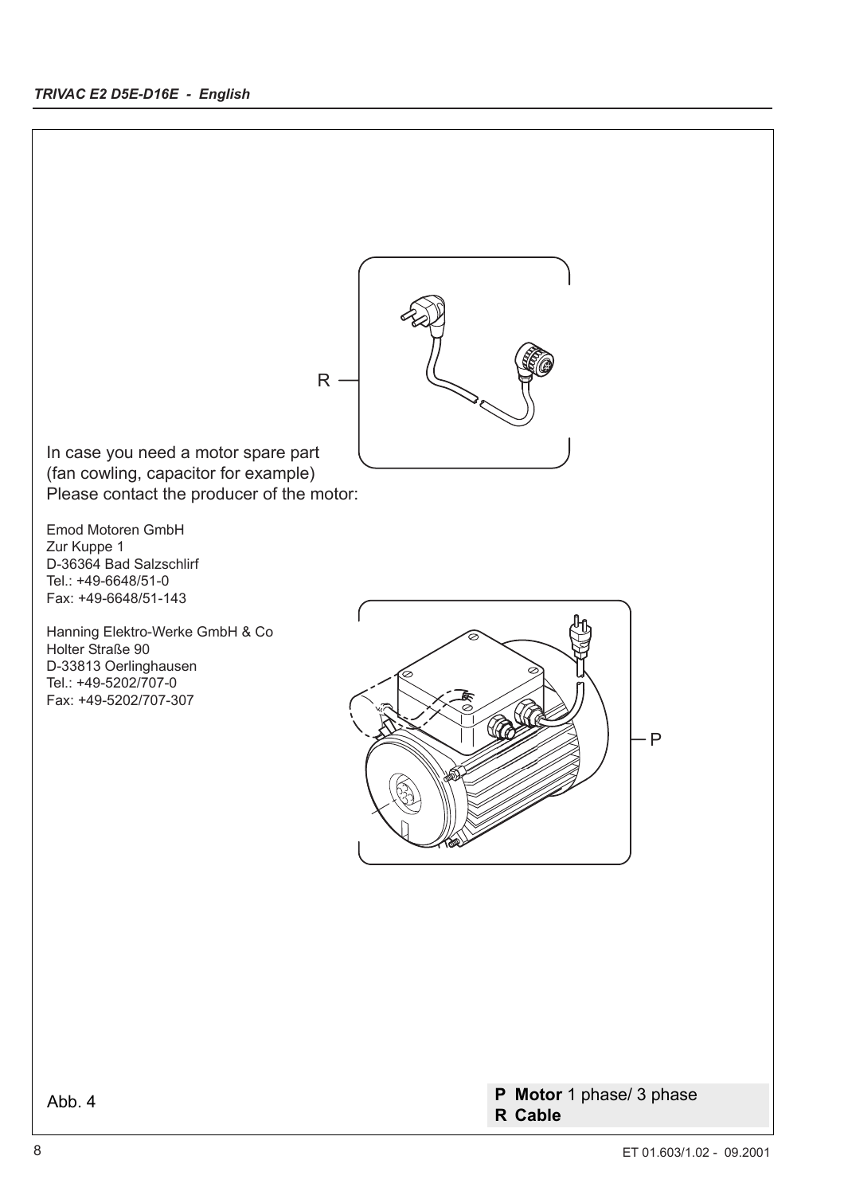R

In case you need a motor spare part
(fan cowling, capacitor for example)
Please contact the producer of the motor:

Emod Motoren GmbH
Zur Kuppe 1
D-36364 Bad Salzschlirf
Tel.: +49-6648/51-0
Fax: +49-6648/51-143

Hanning Elektro-Werke GmbH & Co
Holter Straße 90
D-33813 Oerlinghausen
Tel.: +49-5202/707-0
Fax: +49-5202/707-307

P

Abb. 4

**P Motor** 1 phase/ 3 phase
**R Cable**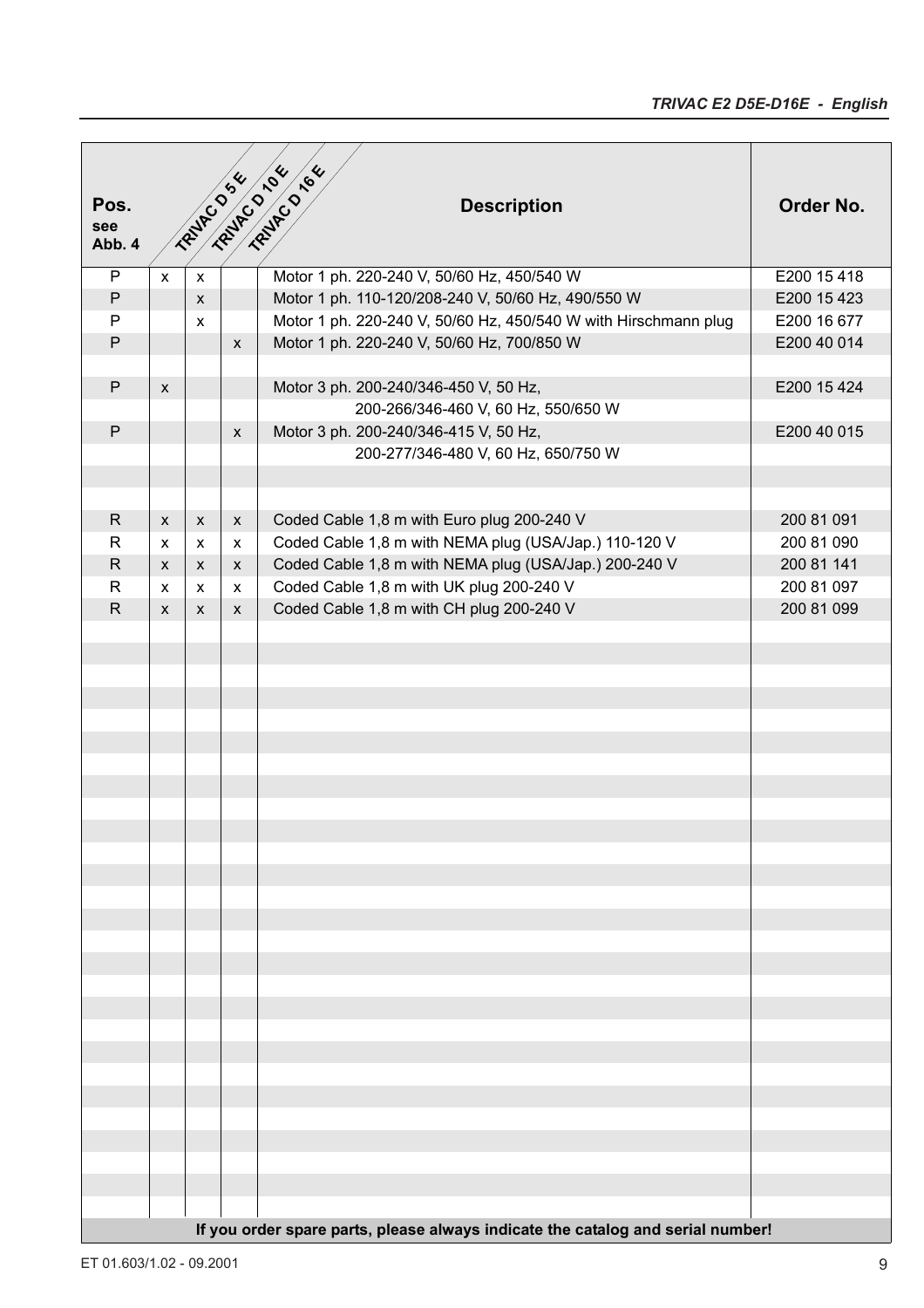| Pos. see Abb. 4 | TRIVAC D 5 E | TRIVAC D 10 E | TRIVAC D 16 E | Description | Order No. |
|---|---|---|---|---|---|
| P | x | x | | Motor 1 ph. 220-240 V, 50/60 Hz, 450/540 W | E200 15 418 |
| P | | x | | Motor 1 ph. 110-120/208-240 V, 50/60 Hz, 490/550 W | E200 15 423 |
| P | | x | | Motor 1 ph. 220-240 V, 50/60 Hz, 450/540 W with Hirschmann plug | E200 16 677 |
| P | | | x | Motor 1 ph. 220-240 V, 50/60 Hz, 700/850 W | E200 40 014 |
| | | | | | |
| P | x | | | Motor 3 ph. 200-240/346-450 V, 50 Hz, 200-266/346-460 V, 60 Hz, 550/650 W | E200 15 424 |
| P | | | x | Motor 3 ph. 200-240/346-415 V, 50 Hz, 200-277/346-480 V, 60 Hz, 650/750 W | E200 40 015 |
| | | | | | |
| R | x | x | x | Coded Cable 1,8 m with Euro plug 200-240 V | 200 81 091 |
| R | x | x | x | Coded Cable 1,8 m with NEMA plug (USA/Jap.) 110-120 V | 200 81 090 |
| R | x | x | x | Coded Cable 1,8 m with NEMA plug (USA/Jap.) 200-240 V | 200 81 141 |
| R | x | x | x | Coded Cable 1,8 m with UK plug 200-240 V | 200 81 097 |
| R | x | x | x | Coded Cable 1,8 m with CH plug 200-240 V | 200 81 099 |

**If you order spare parts, please always indicate the catalog and serial number!**

ET 01.603/1.02 - 09.2001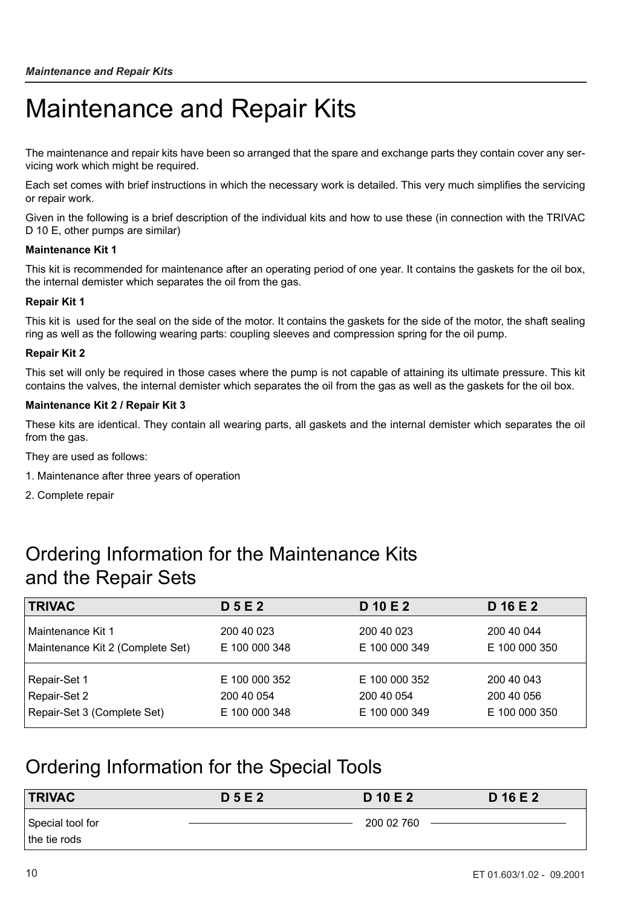# Maintenance and Repair Kits

The maintenance and repair kits have been so arranged that the spare and exchange parts they contain cover any servicing work which might be required.

Each set comes with brief instructions in which the necessary work is detailed. This very much simplifies the servicing or repair work.

Given in the following is a brief description of the individual kits and how to use these (in connection with the TRIVAC D 10 E, other pumps are similar)

**Maintenance Kit 1**

This kit is recommended for maintenance after an operating period of one year. It contains the gaskets for the oil box, the internal demister which separates the oil from the gas.

**Repair Kit 1**

This kit is used for the seal on the side of the motor. It contains the gaskets for the side of the motor, the shaft sealing ring as well as the following wearing parts: coupling sleeves and compression spring for the oil pump.

**Repair Kit 2**

This set will only be required in those cases where the pump is not capable of attaining its ultimate pressure. This kit contains the valves, the internal demister which separates the oil from the gas as well as the gaskets for the oil box.

**Maintenance Kit 2 / Repair Kit 3**

These kits are identical. They contain all wearing parts, all gaskets and the internal demister which separates the oil from the gas.

They are used as follows:

1. Maintenance after three years of operation

2. Complete repair

## Ordering Information for the Maintenance Kits and the Repair Sets

| TRIVAC | D 5 E 2 | D 10 E 2 | D 16 E 2 |
|---|---|---|---|
| Maintenance Kit 1 | 200 40 023 | 200 40 023 | 200 40 044 |
| Maintenance Kit 2 (Complete Set) | E 100 000 348 | E 100 000 349 | E 100 000 350 |
| Repair-Set 1 | E 100 000 352 | E 100 000 352 | 200 40 043 |
| Repair-Set 2 | 200 40 054 | 200 40 054 | 200 40 056 |
| Repair-Set 3 (Complete Set) | E 100 000 348 | E 100 000 349 | E 100 000 350 |

## Ordering Information for the Special Tools

| TRIVAC | D 5 E 2 | D 10 E 2 | D 16 E 2 |
|---|---|---|---|
| Special tool for the tie rods | | 200 02 760 | |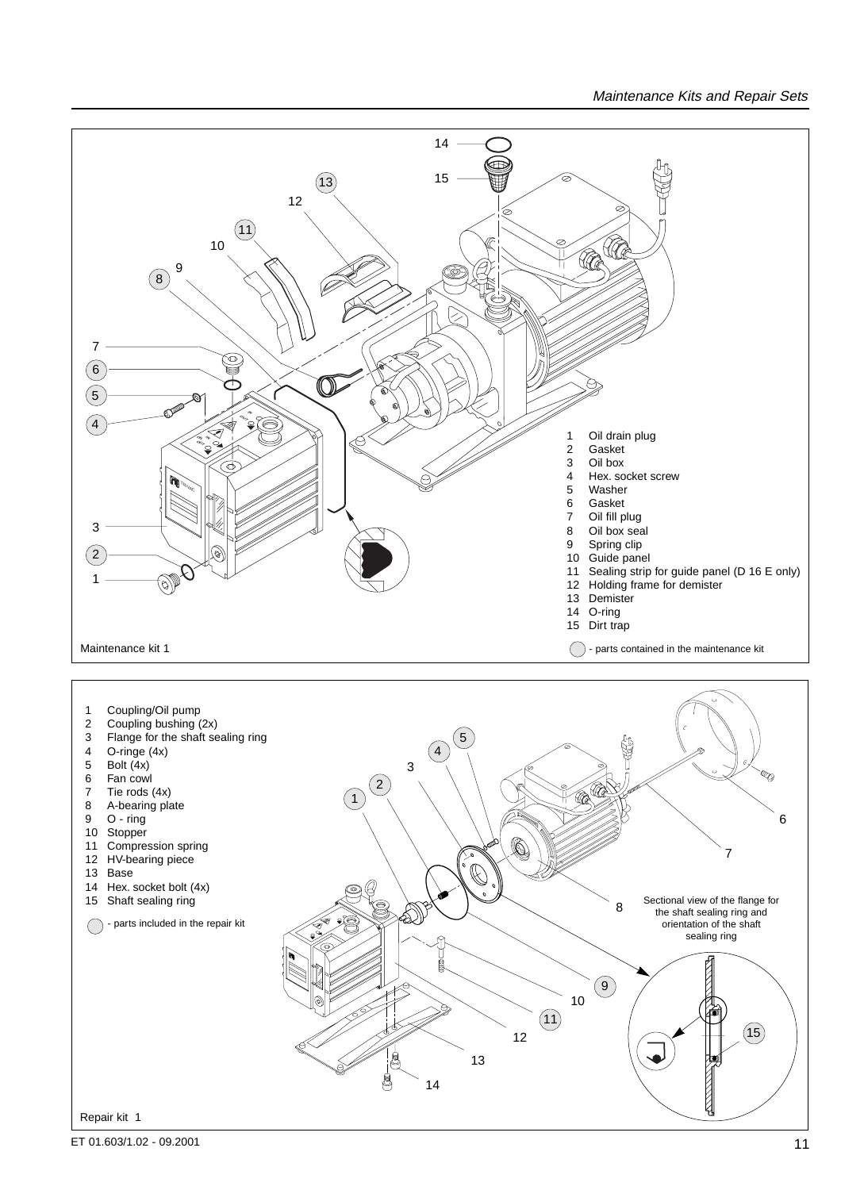## Maintenance kit 1

1. Oil drain plug
2. Gasket
3. Oil box
4. Hex. socket screw
5. Washer
6. Gasket
7. Oil fill plug
8. Oil box seal
9. Spring clip
10. Guide panel
11. Sealing strip for guide panel (D 16 E only)
12. Holding frame for demister
13. Demister
14. O-ring
15. Dirt trap

◯ - parts contained in the maintenance kit

## Repair kit 1

1. Coupling/Oil pump
2. Coupling bushing (2x)
3. Flange for the shaft sealing ring
4. O-ringe (4x)
5. Bolt (4x)
6. Fan cowl
7. Tie rods (4x)
8. A-bearing plate
9. O - ring
10. Stopper
11. Compression spring
12. HV-bearing piece
13. Base
14. Hex. socket bolt (4x)
15. Shaft sealing ring

◯ - parts included in the repair kit

Sectional view of the flange for the shaft sealing ring and orientation of the shaft sealing ring

ET 01.603/1.02 - 09.2001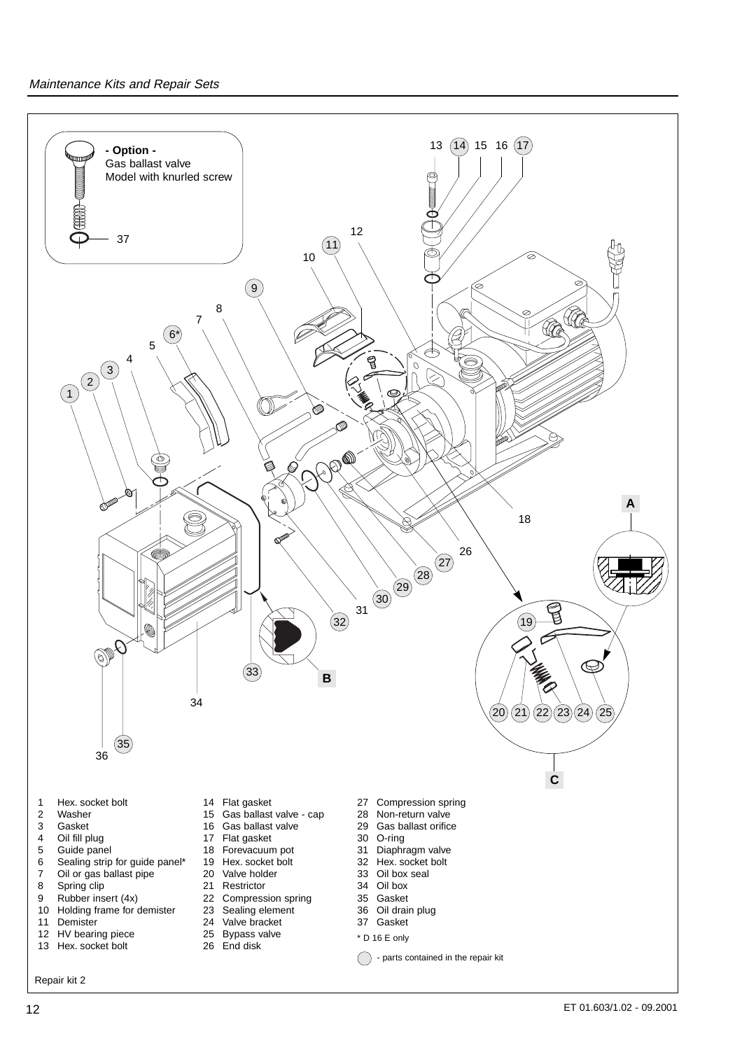## Maintenance Kits and Repair Sets

**- Option -**
Gas ballast valve
Model with knurled screw

A

B

C

1. Hex. socket bolt
2. Washer
3. Gasket
4. Oil fill plug
5. Guide panel
6. Sealing strip for guide panel*
7. Oil or gas ballast pipe
8. Spring clip
9. Rubber insert (4x)
10. Holding frame for demister
11. Demister
12. HV bearing piece
13. Hex. socket bolt
14. Flat gasket
15. Gas ballast valve - cap
16. Gas ballast valve
17. Flat gasket
18. Forevacuum pot
19. Hex. socket bolt
20. Valve holder
21. Restrictor
22. Compression spring
23. Sealing element
24. Valve bracket
25. Bypass valve
26. End disk
27. Compression spring
28. Non-return valve
29. Gas ballast orifice
30. O-ring
31. Diaphragm valve
32. Hex. socket bolt
33. Oil box seal
34. Oil box
35. Gasket
36. Oil drain plug
37. Gasket

* D 16 E only

◯ - parts contained in the repair kit

Repair kit 2

ET 01.603/1.02 - 09.2001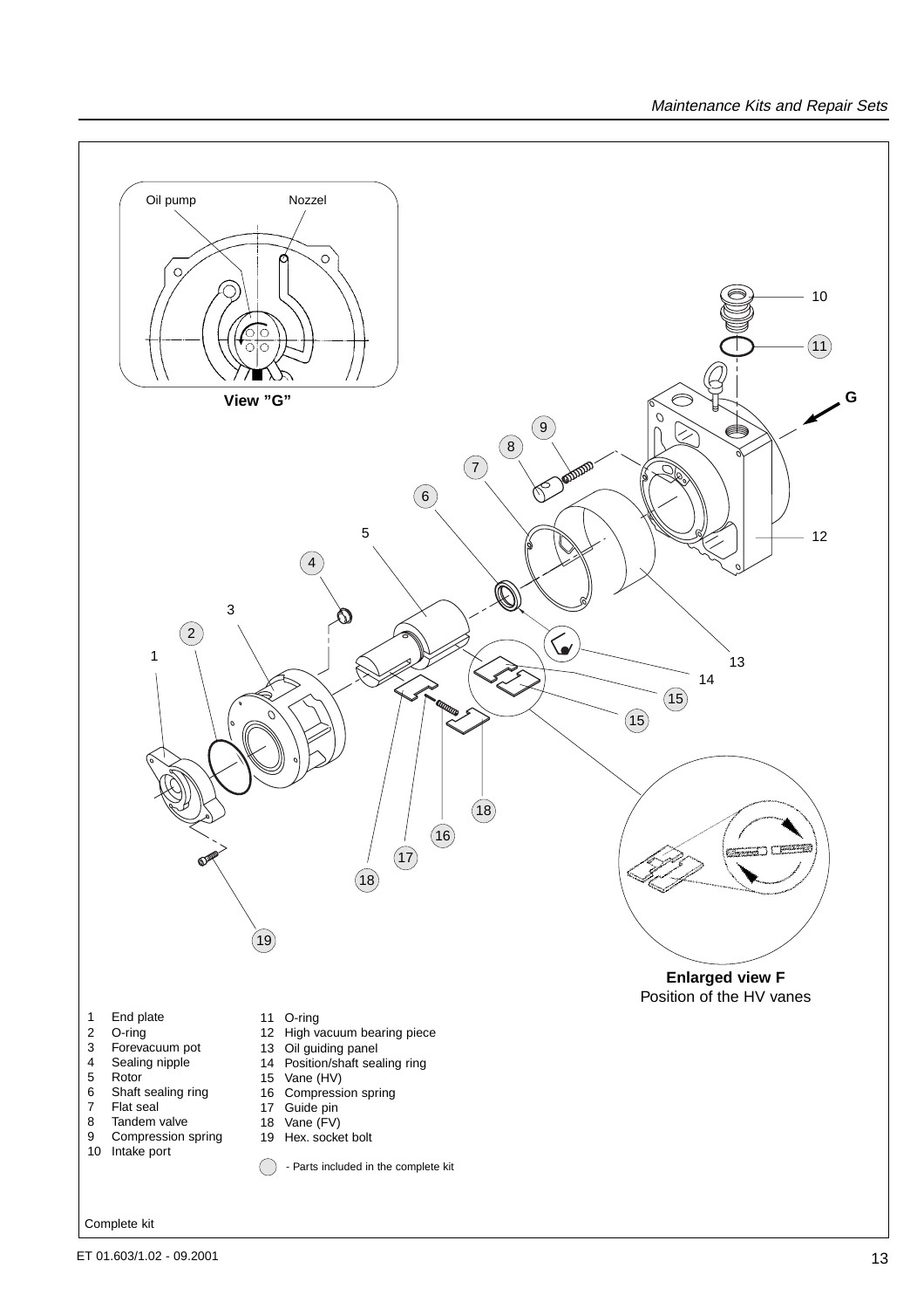View "G"

Oil pump

Nozzel

Enlarged view F
Position of the HV vanes

1 End plate
2 O-ring
3 Forevacuum pot
4 Sealing nipple
5 Rotor
6 Shaft sealing ring
7 Flat seal
8 Tandem valve
9 Compression spring
10 Intake port
11 O-ring
12 High vacuum bearing piece
13 Oil guiding panel
14 Position/shaft sealing ring
15 Vane (HV)
16 Compression spring
17 Guide pin
18 Vane (FV)
19 Hex. socket bolt

◯ - Parts included in the complete kit

Complete kit

ET 01.603/1.02 - 09.2001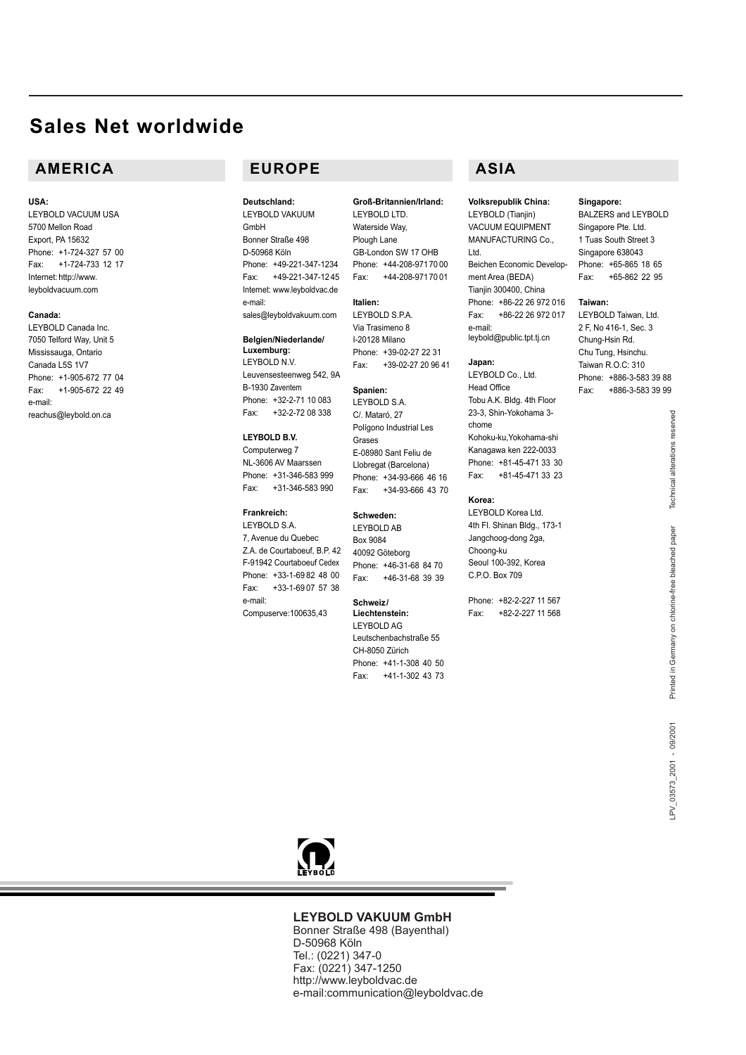# Sales Net worldwide

## AMERICA

**USA:**
LEYBOLD VACUUM USA
5700 Mellon Road
Export, PA 15632
Phone: +1-724-327 57 00
Fax: +1-724-733 12 17
Internet: http://www.leyboldvacuum.com

**Canada:**
LEYBOLD Canada Inc.
7050 Telford Way, Unit 5
Mississauga, Ontario
Canada L5S 1V7
Phone: +1-905-672 77 04
Fax: +1-905-672 22 49
e-mail:
reachus@leybold.on.ca

## EUROPE

**Deutschland:**
LEYBOLD VAKUUM GmbH
Bonner Straße 498
D-50968 Köln
Phone: +49-221-347-1234
Fax: +49-221-347-12 45
Internet: www.leyboldvac.de
e-mail:
sales@leyboldvakuum.com

**Belgien/Niederlande/Luxemburg:**
LEYBOLD N.V.
Leuvensesteenweg 542, 9A
B-1930 Zaventem
Phone: +32-2-71 10 083
Fax: +32-2-72 08 338

**LEYBOLD B.V.**
Computerweg 7
NL-3606 AV Maarssen
Phone: +31-346-583 999
Fax: +31-346-583 990

**Frankreich:**
LEYBOLD S.A.
7, Avenue du Quebec
Z.A. de Courtaboeuf, B.P. 42
F-91942 Courtaboeuf Cedex
Phone: +33-1-69 82 48 00
Fax: +33-1-69 07 57 38
e-mail:
Compuserve:100635,43

**Groß-Britannien/Irland:**
LEYBOLD LTD.
Waterside Way,
Plough Lane
GB-London SW 17 OHB
Phone: +44-208-971 70 00
Fax: +44-208-971 70 01

**Italien:**
LEYBOLD S.P.A.
Via Trasimeno 8
I-20128 Milano
Phone: +39-02-27 22 31
Fax: +39-02-27 20 96 41

**Spanien:**
LEYBOLD S.A.
C/. Mataró, 27
Polígono Industrial Les Grases
E-08980 Sant Feliu de Llobregat (Barcelona)
Phone: +34-93-666 46 16
Fax: +34-93-666 43 70

**Schweden:**
LEYBOLD AB
Box 9084
40092 Göteborg
Phone: +46-31-68 84 70
Fax: +46-31-68 39 39

**Schweiz/Liechtenstein:**
LEYBOLD AG
Leutschenbachstraße 55
CH-8050 Zürich
Phone: +41-1-308 40 50
Fax: +41-1-302 43 73

## ASIA

**Volksrepublik China:**
LEYBOLD (Tianjin)
VACUUM EQUIPMENT MANUFACTURING Co., Ltd.
Beichen Economic Development Area (BEDA)
Tianjin 300400, China
Phone: +86-22 26 972 016
Fax: +86-22 26 972 017
e-mail:
leybold@public.tpt.tj.cn

**Japan:**
LEYBOLD Co., Ltd.
Head Office
Tobu A.K. Bldg. 4th Floor
23-3, Shin-Yokohama 3-chome
Kohoku-ku,Yokohama-shi
Kanagawa ken 222-0033
Phone: +81-45-471 33 30
Fax: +81-45-471 33 23

**Korea:**
LEYBOLD Korea Ltd.
4th Fl. Shinan Bldg., 173-1
Jangchoog-dong 2ga,
Choong-ku
Seoul 100-392, Korea
C.P.O. Box 709

Phone: +82-2-227 11 567
Fax: +82-2-227 11 568

**Singapore:**
BALZERS and LEYBOLD
Singapore Pte. Ltd.
1 Tuas South Street 3
Singapore 638043
Phone: +65-865 18 65
Fax: +65-862 22 95

**Taiwan:**
LEYBOLD Taiwan, Ltd.
2 F, No 416-1, Sec. 3
Chung-Hsin Rd.
Chu Tung, Hsinchu.
Taiwan R.O.C: 310
Phone: +886-3-583 39 88
Fax: +886-3-583 39 99

Technical alterations reserved

Printed in Germany on chlorine-free bleached paper

LPV_03573_2001 - 09/2001

LEYBOLD

**LEYBOLD VAKUUM GmbH**
Bonner Straße 498 (Bayenthal)
D-50968 Köln
Tel.: (0221) 347-0
Fax: (0221) 347-1250
http://www.leyboldvac.de
e-mail:communication@leyboldvac.de